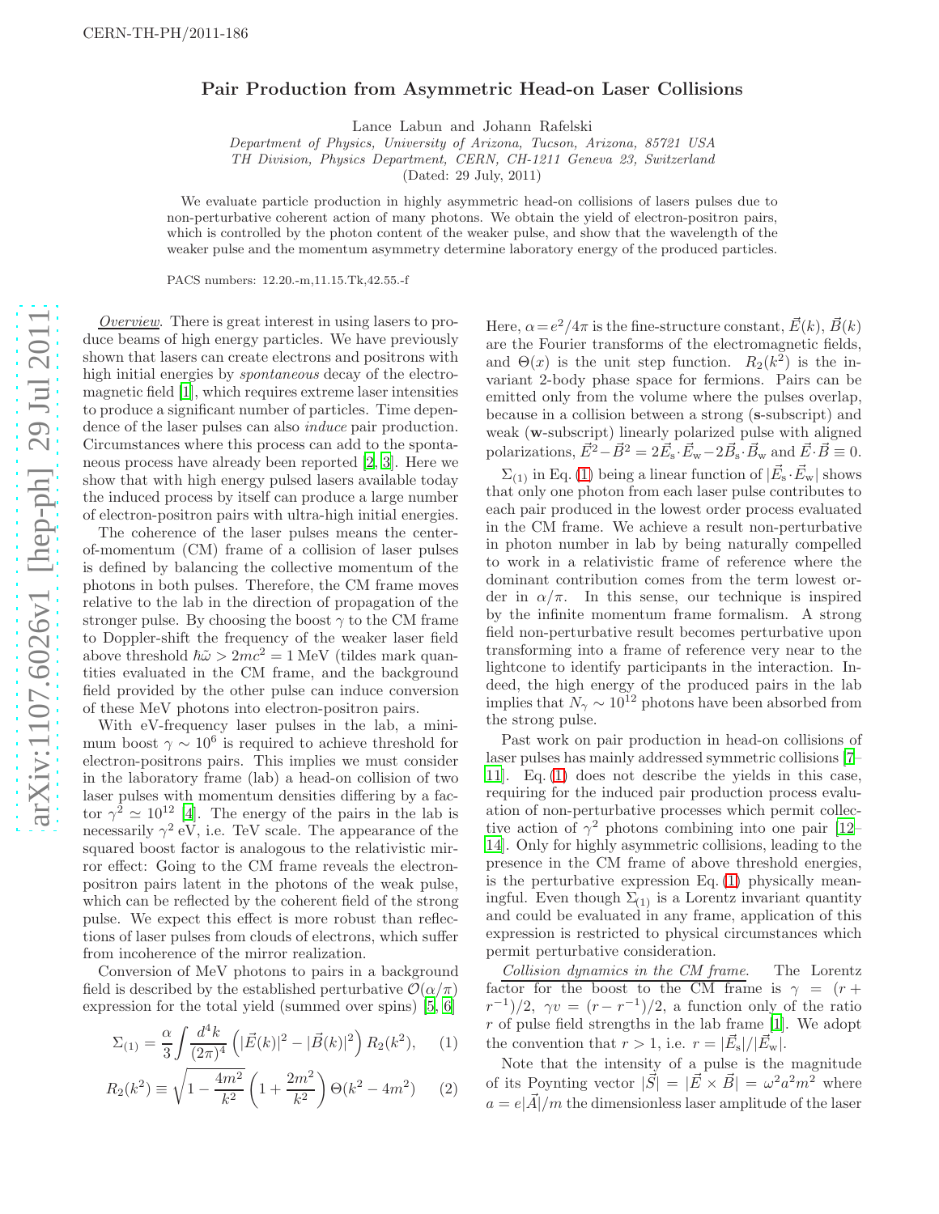CERN-TH-PH/2011-186

# Pair Production from Asymmetric Head-on Laser Collisions

Lance Labun and Johann Rafelski

*Department of Physics, University of Arizona, Tucson, Arizona, 85721 USA*
*TH Division, Physics Department, CERN, CH-1211 Geneva 23, Switzerland*
(Dated: 29 July, 2011)

We evaluate particle production in highly asymmetric head-on collisions of lasers pulses due to non-perturbative coherent action of many photons. We obtain the yield of electron-positron pairs, which is controlled by the photon content of the weaker pulse, and show that the wavelength of the weaker pulse and the momentum asymmetry determine laboratory energy of the produced particles.

PACS numbers: 12.20.-m,11.15.Tk,42.55.-f

*Overview.* There is great interest in using lasers to produce beams of high energy particles. We have previously shown that lasers can create electrons and positrons with high initial energies by *spontaneous* decay of the electromagnetic field [1], which requires extreme laser intensities to produce a significant number of particles. Time dependence of the laser pulses can also *induce* pair production. Circumstances where this process can add to the spontaneous process have already been reported [2, 3]. Here we show that with high energy pulsed lasers available today the induced process by itself can produce a large number of electron-positron pairs with ultra-high initial energies.

The coherence of the laser pulses means the center-of-momentum (CM) frame of a collision of laser pulses is defined by balancing the collective momentum of the photons in both pulses. Therefore, the CM frame moves relative to the lab in the direction of propagation of the stronger pulse. By choosing the boost $\gamma$ to the CM frame to Doppler-shift the frequency of the weaker laser field above threshold $\hbar\tilde{\omega} > 2mc^2 = 1\,\mathrm{MeV}$ (tildes mark quantities evaluated in the CM frame, and the background field provided by the other pulse can induce conversion of these MeV photons into electron-positron pairs.

With eV-frequency laser pulses in the lab, a minimum boost $\gamma \sim 10^6$ is required to achieve threshold for electron-positrons pairs. This implies we must consider in the laboratory frame (lab) a head-on collision of two laser pulses with momentum densities differing by a factor $\gamma^2 \simeq 10^{12}$ [4]. The energy of the pairs in the lab is necessarily $\gamma^2$ eV, i.e. TeV scale. The appearance of the squared boost factor is analogous to the relativistic mirror effect: Going to the CM frame reveals the electron-positron pairs latent in the photons of the weak pulse, which can be reflected by the coherent field of the strong pulse. We expect this effect is more robust than reflections of laser pulses from clouds of electrons, which suffer from incoherence of the mirror realization.

Conversion of MeV photons to pairs in a background field is described by the established perturbative $\mathcal{O}(\alpha/\pi)$ expression for the total yield (summed over spins) [5, 6]

$$\Sigma_{(1)} = \frac{\alpha}{3}\int \frac{d^4k}{(2\pi)^4}\left(|\vec{E}(k)|^2 - |\vec{B}(k)|^2\right) R_2(k^2), \quad (1)$$

$$R_2(k^2) \equiv \sqrt{1-\frac{4m^2}{k^2}}\left(1+\frac{2m^2}{k^2}\right)\Theta(k^2-4m^2) \quad (2)$$

Here, $\alpha = e^2/4\pi$ is the fine-structure constant, $\vec{E}(k)$, $\vec{B}(k)$ are the Fourier transforms of the electromagnetic fields, and $\Theta(x)$ is the unit step function. $R_2(k^2)$ is the invariant 2-body phase space for fermions. Pairs can be emitted only from the volume where the pulses overlap, because in a collision between a strong (**s**-subscript) and weak (**w**-subscript) linearly polarized pulse with aligned polarizations, $\vec{E}^2 - \vec{B}^2 = 2\vec{E}_\mathrm{s}\cdot\vec{E}_\mathrm{w} - 2\vec{B}_\mathrm{s}\cdot\vec{B}_\mathrm{w}$ and $\vec{E}\cdot\vec{B} \equiv 0$.

$\Sigma_{(1)}$ in Eq. (1) being a linear function of $|\vec{E}_\mathrm{s}\cdot\vec{E}_\mathrm{w}|$ shows that only one photon from each laser pulse contributes to each pair produced in the lowest order process evaluated in the CM frame. We achieve a result non-perturbative in photon number in lab by being naturally compelled to work in a relativistic frame of reference where the dominant contribution comes from the term lowest order in $\alpha/\pi$. In this sense, our technique is inspired by the infinite momentum frame formalism. A strong field non-perturbative result becomes perturbative upon transforming into a frame of reference very near to the lightcone to identify participants in the interaction. Indeed, the high energy of the produced pairs in the lab implies that $N_\gamma \sim 10^{12}$ photons have been absorbed from the strong pulse.

Past work on pair production in head-on collisions of laser pulses has mainly addressed symmetric collisions [7–11]. Eq. (1) does not describe the yields in this case, requiring for the induced pair production process evaluation of non-perturbative processes which permit collective action of $\gamma^2$ photons combining into one pair [12–14]. Only for highly asymmetric collisions, leading to the presence in the CM frame of above threshold energies, is the perturbative expression Eq. (1) physically meaningful. Even though $\Sigma_{(1)}$ is a Lorentz invariant quantity and could be evaluated in any frame, application of this expression is restricted to physical circumstances which permit perturbative consideration.

*Collision dynamics in the CM frame.* The Lorentz factor for the boost to the CM frame is $\gamma = (r + r^{-1})/2$, $\gamma v = (r - r^{-1})/2$, a function only of the ratio $r$ of pulse field strengths in the lab frame [1]. We adopt the convention that $r > 1$, i.e. $r = |\vec{E}_\mathrm{s}|/|\vec{E}_\mathrm{w}|$.

Note that the intensity of a pulse is the magnitude of its Poynting vector $|\vec{S}| = |\vec{E}\times\vec{B}| = \omega^2 a^2 m^2$ where $a = e|\vec{A}|/m$ the dimensionless laser amplitude of the laser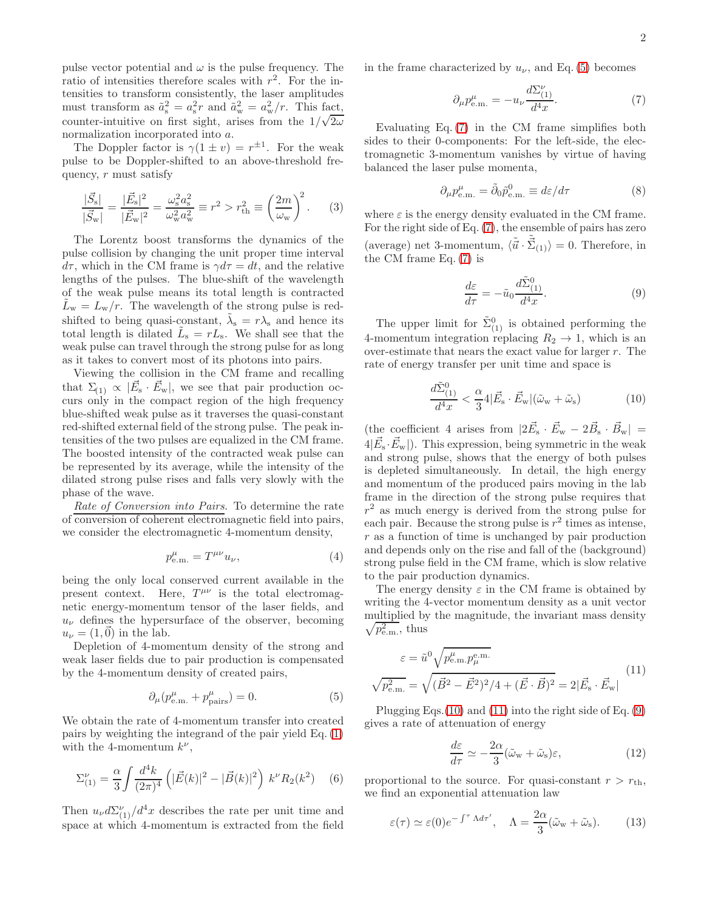pulse vector potential and $\omega$ is the pulse frequency. The ratio of intensities therefore scales with $r^2$. For the intensities to transform consistently, the laser amplitudes must transform as $\tilde{a}_\mathrm{s}^2 = a_\mathrm{s}^2 r$ and $\tilde{a}_\mathrm{w}^2 = a_\mathrm{w}^2/r$. This fact, counter-intuitive on first sight, arises from the $1/\sqrt{2\omega}$ normalization incorporated into $a$.

The Doppler factor is $\gamma(1 \pm v) = r^{\pm 1}$. For the weak pulse to be Doppler-shifted to an above-threshold frequency, $r$ must satisfy

$$\frac{|\vec{S}_\mathrm{s}|}{|\vec{S}_\mathrm{w}|} = \frac{|\vec{E}_\mathrm{s}|^2}{|\vec{E}_\mathrm{w}|^2} = \frac{\omega_\mathrm{s}^2 a_\mathrm{s}^2}{\omega_\mathrm{w}^2 a_\mathrm{w}^2} \equiv r^2 > r_\mathrm{th}^2 \equiv \left(\frac{2m}{\omega_\mathrm{w}}\right)^2. \tag{3}$$

The Lorentz boost transforms the dynamics of the pulse collision by changing the unit proper time interval $d\tau$, which in the CM frame is $\gamma d\tau = dt$, and the relative lengths of the pulses. The blue-shift of the wavelength of the weak pulse means its total length is contracted $\tilde{L}_\mathrm{w} = L_\mathrm{w}/r$. The wavelength of the strong pulse is red-shifted to being quasi-constant, $\tilde{\lambda}_\mathrm{s} = r\lambda_\mathrm{s}$ and hence its total length is dilated $\tilde{L}_\mathrm{s} = rL_\mathrm{s}$. We shall see that the weak pulse can travel through the strong pulse for as long as it takes to convert most of its photons into pairs.

Viewing the collision in the CM frame and recalling that $\Sigma_{(1)} \propto |\vec{E}_\mathrm{s} \cdot \vec{E}_\mathrm{w}|$, we see that pair production occurs only in the compact region of the high frequency blue-shifted weak pulse as it traverses the quasi-constant red-shifted external field of the strong pulse. The peak intensities of the two pulses are equalized in the CM frame. The boosted intensity of the contracted weak pulse can be represented by its average, while the intensity of the dilated strong pulse rises and falls very slowly with the phase of the wave.

*Rate of Conversion into Pairs.* To determine the rate of conversion of coherent electromagnetic field into pairs, we consider the electromagnetic 4-momentum density,

$$p_\mathrm{e.m.}^\mu = T^{\mu\nu} u_\nu, \tag{4}$$

being the only local conserved current available in the present context. Here, $T^{\mu\nu}$ is the total electromagnetic energy-momentum tensor of the laser fields, and $u_\nu$ defines the hypersurface of the observer, becoming $u_\nu = (1, \vec{0})$ in the lab.

Depletion of 4-momentum density of the strong and weak laser fields due to pair production is compensated by the 4-momentum density of created pairs,

$$\partial_\mu (p_\mathrm{e.m.}^\mu + p_\mathrm{pairs}^\mu) = 0. \tag{5}$$

We obtain the rate of 4-momentum transfer into created pairs by weighting the integrand of the pair yield Eq. (1) with the 4-momentum $k^\nu$,

$$\Sigma_{(1)}^\nu = \frac{\alpha}{3} \int \frac{d^4k}{(2\pi)^4} \left( |\vec{E}(k)|^2 - |\vec{B}(k)|^2 \right) \, k^\nu R_2(k^2) \tag{6}$$

Then $u_\nu d\Sigma_{(1)}^\nu / d^4x$ describes the rate per unit time and space at which 4-momentum is extracted from the field in the frame characterized by $u_\nu$, and Eq. (5) becomes

$$\partial_\mu p_\mathrm{e.m.}^\mu = -u_\nu \frac{d\Sigma_{(1)}^\nu}{d^4x}. \tag{7}$$

Evaluating Eq. (7) in the CM frame simplifies both sides to their 0-components: For the left-side, the electromagnetic 3-momentum vanishes by virtue of having balanced the laser pulse momenta,

$$\partial_\mu p_\mathrm{e.m.}^\mu = \tilde{\partial}_0 \tilde{p}_\mathrm{e.m.}^0 \equiv d\varepsilon/d\tau \tag{8}$$

where $\varepsilon$ is the energy density evaluated in the CM frame. For the right side of Eq. (7), the ensemble of pairs has zero (average) net 3-momentum, $\langle \tilde{\vec{u}} \cdot \tilde{\vec{\Sigma}}_{(1)} \rangle = 0$. Therefore, in the CM frame Eq. (7) is

$$\frac{d\varepsilon}{d\tau} = -\tilde{u}_0 \frac{d\tilde{\Sigma}_{(1)}^0}{d^4x}. \tag{9}$$

The upper limit for $\tilde{\Sigma}_{(1)}^0$ is obtained performing the 4-momentum integration replacing $R_2 \to 1$, which is an over-estimate that nears the exact value for larger $r$. The rate of energy transfer per unit time and space is

$$\frac{d\tilde{\Sigma}_{(1)}^0}{d^4x} < \frac{\alpha}{3} 4|\vec{E}_\mathrm{s} \cdot \vec{E}_\mathrm{w}|(\tilde{\omega}_\mathrm{w} + \tilde{\omega}_\mathrm{s}) \tag{10}$$

(the coefficient 4 arises from $|2\vec{E}_\mathrm{s} \cdot \vec{E}_\mathrm{w} - 2\vec{B}_\mathrm{s} \cdot \vec{B}_\mathrm{w}| = 4|\vec{E}_\mathrm{s} \cdot \vec{E}_\mathrm{w}|$). This expression, being symmetric in the weak and strong pulse, shows that the energy of both pulses is depleted simultaneously. In detail, the high energy and momentum of the produced pairs moving in the lab frame in the direction of the strong pulse requires that $r^2$ as much energy is derived from the strong pulse for each pair. Because the strong pulse is $r^2$ times as intense, $r$ as a function of time is unchanged by pair production and depends only on the rise and fall of the (background) strong pulse field in the CM frame, which is slow relative to the pair production dynamics.

The energy density $\varepsilon$ in the CM frame is obtained by writing the 4-vector momentum density as a unit vector multiplied by the magnitude, the invariant mass density $\sqrt{p_\mathrm{e.m.}^2}$, thus

$$\begin{aligned} \varepsilon &= \tilde{u}^0 \sqrt{p_\mathrm{e.m.}^\mu p_\mu^\mathrm{e.m.}} \\ \sqrt{p_\mathrm{e.m.}^2} &= \sqrt{(\vec{B}^2 - \vec{E}^2)^2/4 + (\vec{E} \cdot \vec{B})^2} = 2|\vec{E}_\mathrm{s} \cdot \vec{E}_\mathrm{w}| \end{aligned} \tag{11}$$

Plugging Eqs.(10) and (11) into the right side of Eq. (9) gives a rate of attenuation of energy

$$\frac{d\varepsilon}{d\tau} \simeq -\frac{2\alpha}{3} (\tilde{\omega}_\mathrm{w} + \tilde{\omega}_\mathrm{s}) \varepsilon, \tag{12}$$

proportional to the source. For quasi-constant $r > r_\mathrm{th}$, we find an exponential attenuation law

$$\varepsilon(\tau) \simeq \varepsilon(0) e^{-\int^\tau \Lambda d\tau'}, \quad \Lambda = \frac{2\alpha}{3} (\tilde{\omega}_\mathrm{w} + \tilde{\omega}_\mathrm{s}). \tag{13}$$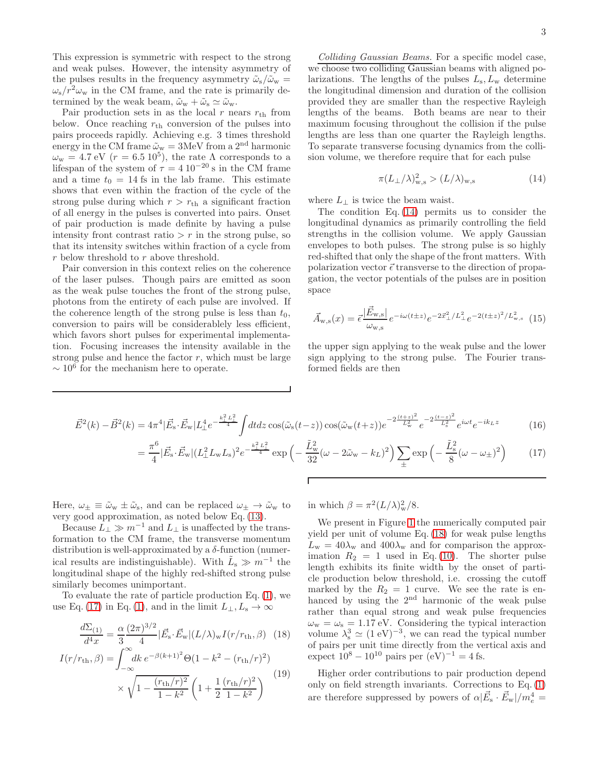This expression is symmetric with respect to the strong and weak pulses. However, the intensity asymmetry of the pulses results in the frequency asymmetry $\tilde{\omega}_{\rm s}/\tilde{\omega}_{\rm w} = \omega_{\rm s}/r^2\omega_{\rm w}$ in the CM frame, and the rate is primarily determined by the weak beam, $\tilde{\omega}_{\rm w} + \tilde{\omega}_{\rm s} \simeq \tilde{\omega}_{\rm w}$.

Pair production sets in as the local $r$ nears $r_{\rm th}$ from below. Once reaching $r_{\rm th}$ conversion of the pulses into pairs proceeds rapidly. Achieving e.g. 3 times threshold energy in the CM frame $\tilde{\omega}_{\rm w} = 3$MeV from a 2$^{\rm nd}$ harmonic $\omega_{\rm w} = 4.7$ eV ($r = 6.5\;10^5$), the rate $\Lambda$ corresponds to a lifespan of the system of $\tau = 4\;10^{-20}$ s in the CM frame and a time $t_0 = 14$ fs in the lab frame. This estimate shows that even within the fraction of the cycle of the strong pulse during which $r > r_{\rm th}$ a significant fraction of all energy in the pulses is converted into pairs. Onset of pair production is made definite by having a pulse intensity front contrast ratio $> r$ in the strong pulse, so that its intensity switches within fraction of a cycle from $r$ below threshold to $r$ above threshold.

Pair conversion in this context relies on the coherence of the laser pulses. Though pairs are emitted as soon as the weak pulse touches the front of the strong pulse, photons from the entirety of each pulse are involved. If the coherence length of the strong pulse is less than $t_0$, conversion to pairs will be considerablely less efficient, which favors short pulses for experimental implementation. Focusing increases the intensity available in the strong pulse and hence the factor $r$, which must be large $\sim 10^6$ for the mechanism here to operate.

*Colliding Gaussian Beams.* For a specific model case, we choose two colliding Gaussian beams with aligned polarizations. The lengths of the pulses $L_{\rm s}, L_{\rm w}$ determine the longitudinal dimension and duration of the collision provided they are smaller than the respective Rayleigh lengths of the beams. Both beams are near to their maximum focusing throughout the collision if the pulse lengths are less than one quarter the Rayleigh lengths. To separate transverse focusing dynamics from the collision volume, we therefore require that for each pulse

$$\pi(L_\perp/\lambda)^2_{\rm w,s} > (L/\lambda)_{\rm w,s} \tag{14}$$

where $L_\perp$ is twice the beam waist.

The condition Eq. (14) permits us to consider the longitudinal dynamics as primarily controlling the field strengths in the collision volume. We apply Gaussian envelopes to both pulses. The strong pulse is so highly red-shifted that only the shape of the front matters. With polarization vector $\vec{\epsilon}$ transverse to the direction of propagation, the vector potentials of the pulses are in position space

$$\vec{A}_{\rm w,s}(x) = \vec{\epsilon}\,\frac{|\vec{E}_{\rm w,s}|}{\omega_{\rm w,s}} e^{-i\omega(t\pm z)} e^{-2\vec{x}_\perp^2/L_\perp^2} e^{-2(t\pm z)^2/L^2_{\rm w,s}} \tag{15}$$

the upper sign applying to the weak pulse and the lower sign applying to the strong pulse. The Fourier transformed fields are then

$$\vec{E}^2(k) - \vec{B}^2(k) = 4\pi^4 |\vec{E}_{\rm s}\cdot\vec{E}_{\rm w}| L_\perp^4 e^{-\frac{k_\perp^2 L_\perp^2}{4}} \int dt dz \cos(\tilde{\omega}_{\rm s}(t-z))\cos(\tilde{\omega}_{\rm w}(t+z)) e^{-2\frac{(t+z)^2}{L_{\rm w}^2}} e^{-2\frac{(t-z)^2}{L_{\rm s}^2}} e^{i\omega t} e^{-ik_L z} \tag{16}$$

$$= \frac{\pi^6}{4} |\vec{E}_{\rm s}\cdot\vec{E}_{\rm w}| (L_\perp^2 L_{\rm w} L_{\rm s})^2 e^{-\frac{k_\perp^2 L_\perp^2}{4}} \exp\Big(-\frac{\tilde{L}_{\rm w}^2}{32}(\omega - 2\tilde{\omega}_{\rm w} - k_L)^2\Big) \sum_\pm \exp\Big(-\frac{\tilde{L}_{\rm s}^2}{8}(\omega-\omega_\pm)^2\Big) \tag{17}$$

Here, $\omega_\pm \equiv \tilde{\omega}_{\rm w} \pm \tilde{\omega}_{\rm s}$, and can be replaced $\omega_\pm \to \tilde{\omega}_{\rm w}$ to very good approximation, as noted below Eq. (13).

Because $L_\perp \gg m^{-1}$ and $L_\perp$ is unaffected by the transformation to the CM frame, the transverse momentum distribution is well-approximated by a $\delta$-function (numerical results are indistinguishable). With $\tilde{L}_{\rm s} \gg m^{-1}$ the longitudinal shape of the highly red-shifted strong pulse similarly becomes unimportant.

To evaluate the rate of particle production Eq. (1), we use Eq. (17) in Eq. (1), and in the limit $L_\perp, L_{\rm s} \to \infty$

$$\frac{d\Sigma_{(1)}}{d^4x} = \frac{\alpha}{3}\frac{(2\pi)^{3/2}}{4} |\vec{E}_{\rm s}\cdot\vec{E}_{\rm w}| (L/\lambda)_{\rm w} I(r/r_{\rm th}, \beta) \tag{18}$$

$$I(r/r_{\rm th}, \beta) = \int_{-\infty}^{\infty} dk\, e^{-\beta(k+1)^2} \Theta(1 - k^2 - (r_{\rm th}/r)^2) \times \sqrt{1 - \frac{(r_{\rm th}/r)^2}{1-k^2}}\left(1 + \frac{1}{2}\frac{(r_{\rm th}/r)^2}{1-k^2}\right) \tag{19}$$

in which $\beta = \pi^2(L/\lambda)^2_{\rm w}/8$.

We present in Figure 1 the numerically computed pair yield per unit of volume Eq. (18) for weak pulse lengths $L_{\rm w} = 40\lambda_{\rm w}$ and $400\lambda_{\rm w}$ and for comparison the approximation $R_2 = 1$ used in Eq. (10). The shorter pulse length exhibits its finite width by the onset of particle production below threshold, i.e. crossing the cutoff marked by the $R_2 = 1$ curve. We see the rate is enhanced by using the 2$^{\rm nd}$ harmonic of the weak pulse rather than equal strong and weak pulse frequencies $\omega_{\rm w} = \omega_{\rm s} = 1.17$ eV. Considering the typical interaction volume $\lambda_{\rm s}^3 \simeq (1\text{ eV})^{-3}$, we can read the typical number of pairs per unit time directly from the vertical axis and expect $10^8 - 10^{10}$ pairs per $(\text{eV})^{-1} = 4$ fs.

Higher order contributions to pair production depend only on field strength invariants. Corrections to Eq. (1) are therefore suppressed by powers of $\alpha|\vec{E}_{\rm s}\cdot\vec{E}_{\rm w}|/m_e^4 =$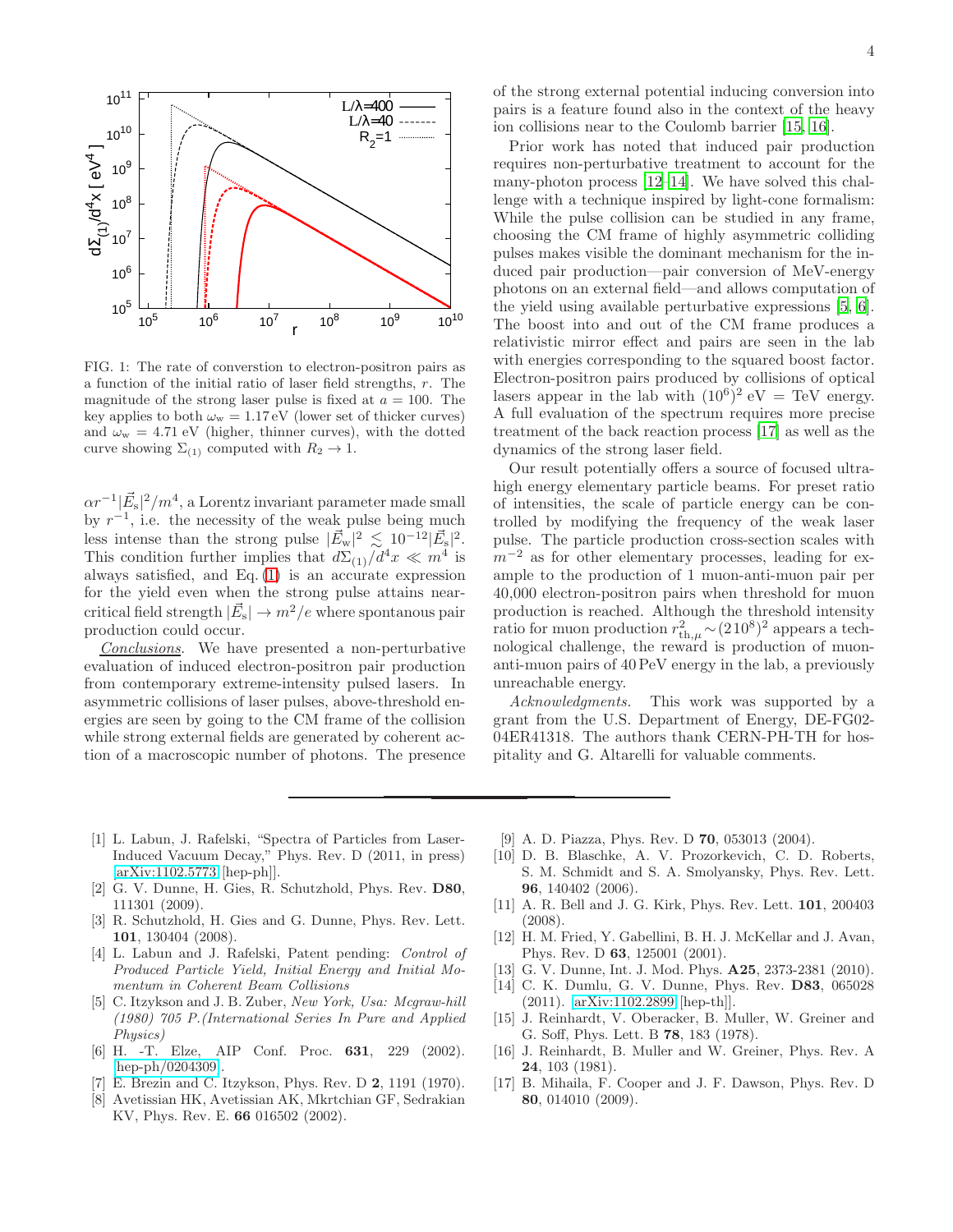$10^{11}$
$10^{10}$
$10^{9}$
$10^{8}$
$10^{7}$
$10^{6}$
$10^{5}$
$d\Sigma_{(1)}/d^4x$ [ eV$^4$ ]
$10^{5}$ $10^{6}$ $10^{7}$ $10^{8}$ $10^{9}$ $10^{10}$
r
L/λ=400
L/λ=40
$R_2$=1

FIG. 1: The rate of converstion to electron-positron pairs as a function of the initial ratio of laser field strengths, $r$. The magnitude of the strong laser pulse is fixed at $a = 100$. The key applies to both $\omega_{\rm w} = 1.17\,$eV (lower set of thicker curves) and $\omega_{\rm w} = 4.71$ eV (higher, thinner curves), with the dotted curve showing $\Sigma_{(1)}$ computed with $R_2 \to 1$.

$\alpha r^{-1}|\vec{E}_{\rm s}|^2/m^4$, a Lorentz invariant parameter made small by $r^{-1}$, i.e. the necessity of the weak pulse being much less intense than the strong pulse $|\vec{E}_{\rm w}|^2 \lesssim 10^{-12}|\vec{E}_{\rm s}|^2$. This condition further implies that $d\Sigma_{(1)}/d^4x \ll m^4$ is always satisfied, and Eq. (1) is an accurate expression for the yield even when the strong pulse attains near-critical field strength $|\vec{E}_{\rm s}| \to m^2/e$ where spontaneous pair production could occur.

*Conclusions*. We have presented a non-perturbative evaluation of induced electron-positron pair production from contemporary extreme-intensity pulsed lasers. In asymmetric collisions of laser pulses, above-threshold energies are seen by going to the CM frame of the collision while strong external fields are generated by coherent action of a macroscopic number of photons. The presence of the strong external potential inducing conversion into pairs is a feature found also in the context of the heavy ion collisions near to the Coulomb barrier [15, 16].

Prior work has noted that induced pair production requires non-perturbative treatment to account for the many-photon process [12–14]. We have solved this challenge with a technique inspired by light-cone formalism: While the pulse collision can be studied in any frame, choosing the CM frame of highly asymmetric colliding pulses makes visible the dominant mechanism for the induced pair production—pair conversion of MeV-energy photons on an external field—and allows computation of the yield using available perturbative expressions [5, 6]. The boost into and out of the CM frame produces a relativistic mirror effect and pairs are seen in the lab with energies corresponding to the squared boost factor. Electron-positron pairs produced by collisions of optical lasers appear in the lab with $(10^6)^2$ eV = TeV energy. A full evaluation of the spectrum requires more precise treatment of the back reaction process [17] as well as the dynamics of the strong laser field.

Our result potentially offers a source of focused ultra-high energy elementary particle beams. For preset ratio of intensities, the scale of particle energy can be controlled by modifying the frequency of the weak laser pulse. The particle production cross-section scales with $m^{-2}$ as for other elementary processes, leading for example to the production of 1 muon-anti-muon pair per 40,000 electron-positron pairs when threshold for muon production is reached. Although the threshold intensity ratio for muon production $r^2_{{\rm th},\mu} \sim (2\,10^8)^2$ appears a technological challenge, the reward is production of muon-anti-muon pairs of 40 PeV energy in the lab, a previously unreachable energy.

*Acknowledgments.* This work was supported by a grant from the U.S. Department of Energy, DE-FG02-04ER41318. The authors thank CERN-PH-TH for hospitality and G. Altarelli for valuable comments.

[1] L. Labun, J. Rafelski, "Spectra of Particles from Laser-Induced Vacuum Decay," Phys. Rev. D (2011, in press) [arXiv:1102.5773 [hep-ph]].

[2] G. V. Dunne, H. Gies, R. Schutzhold, Phys. Rev. **D80**, 111301 (2009).

[3] R. Schutzhold, H. Gies and G. Dunne, Phys. Rev. Lett. **101**, 130404 (2008).

[4] L. Labun and J. Rafelski, Patent pending: *Control of Produced Particle Yield, Initial Energy and Initial Momentum in Coherent Beam Collisions*

[5] C. Itzykson and J. B. Zuber, *New York, Usa: Mcgraw-hill (1980) 705 P.(International Series In Pure and Applied Physics)*

[6] H. -T. Elze, AIP Conf. Proc. **631**, 229 (2002). hep-ph/0204309.

[7] E. Brezin and C. Itzykson, Phys. Rev. D **2**, 1191 (1970).

[8] Avetissian HK, Avetissian AK, Mkrtchian GF, Sedrakian KV, Phys. Rev. E. **66** 016502 (2002).

[9] A. D. Piazza, Phys. Rev. D **70**, 053013 (2004).

[10] D. B. Blaschke, A. V. Prozorkevich, C. D. Roberts, S. M. Schmidt and S. A. Smolyansky, Phys. Rev. Lett. **96**, 140402 (2006).

[11] A. R. Bell and J. G. Kirk, Phys. Rev. Lett. **101**, 200403 (2008).

[12] H. M. Fried, Y. Gabellini, B. H. J. McKellar and J. Avan, Phys. Rev. D **63**, 125001 (2001).

[13] G. V. Dunne, Int. J. Mod. Phys. **A25**, 2373-2381 (2010).

[14] C. K. Dumlu, G. V. Dunne, Phys. Rev. **D83**, 065028 (2011). arXiv:1102.2899 [hep-th]].

[15] J. Reinhardt, V. Oberacker, B. Muller, W. Greiner and G. Soff, Phys. Lett. B **78**, 183 (1978).

[16] J. Reinhardt, B. Muller and W. Greiner, Phys. Rev. A **24**, 103 (1981).

[17] B. Mihaila, F. Cooper and J. F. Dawson, Phys. Rev. D **80**, 014010 (2009).